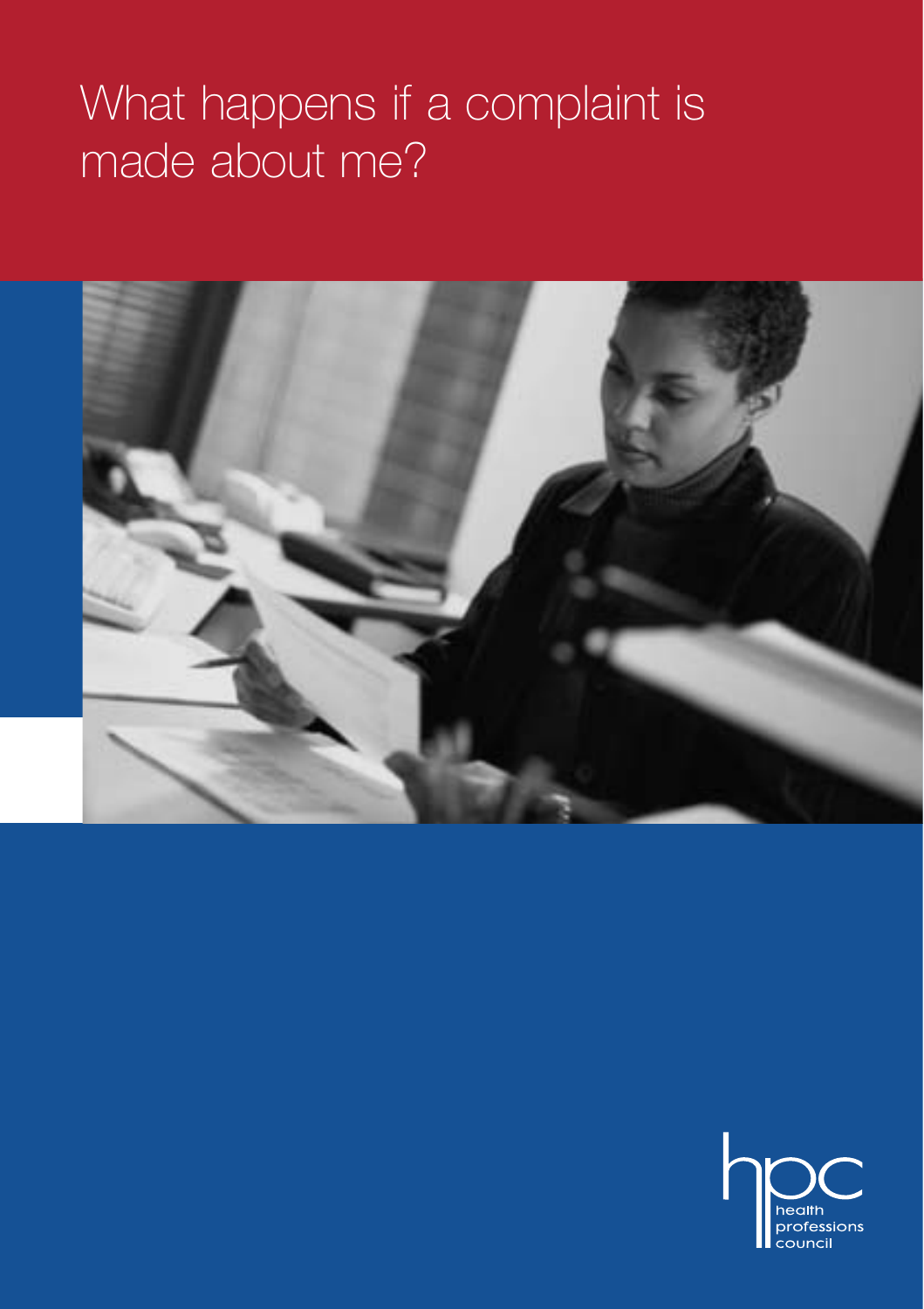# What happens if a complaint is made about me?

health professions council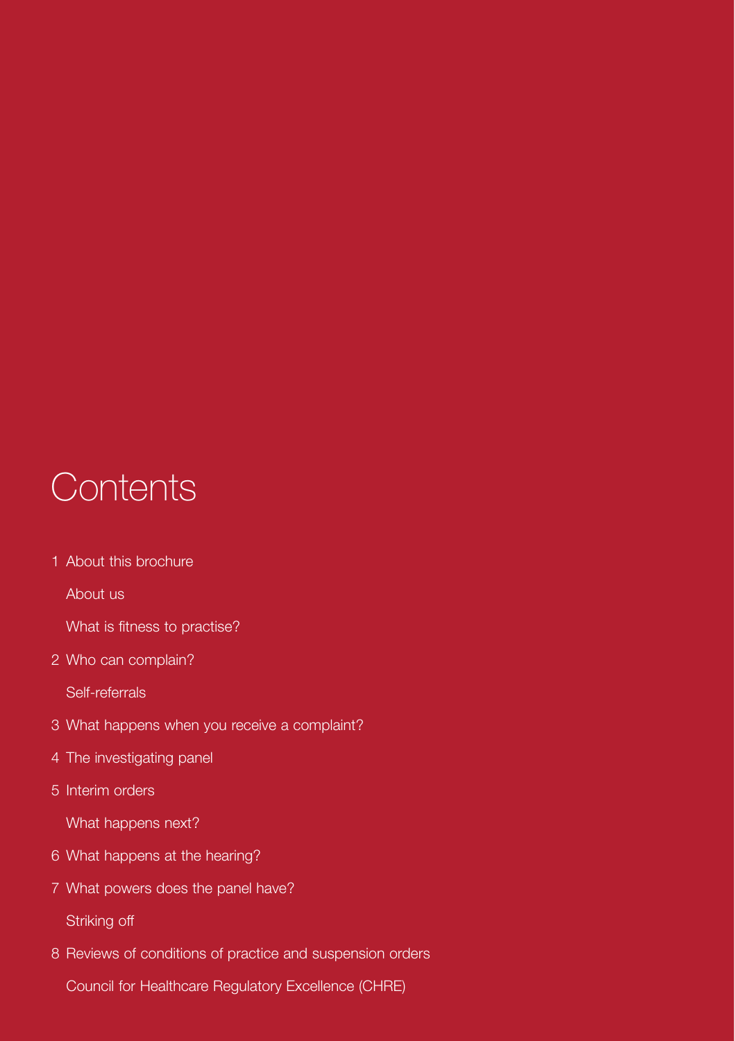# Contents

1 About this brochure

About us

What is fitness to practise?

2 Who can complain?

Self-referrals

3 What happens when you receive a complaint?

4 The investigating panel

5 Interim orders

What happens next?

6 What happens at the hearing?

7 What powers does the panel have?

Striking off

8 Reviews of conditions of practice and suspension orders

Council for Healthcare Regulatory Excellence (CHRE)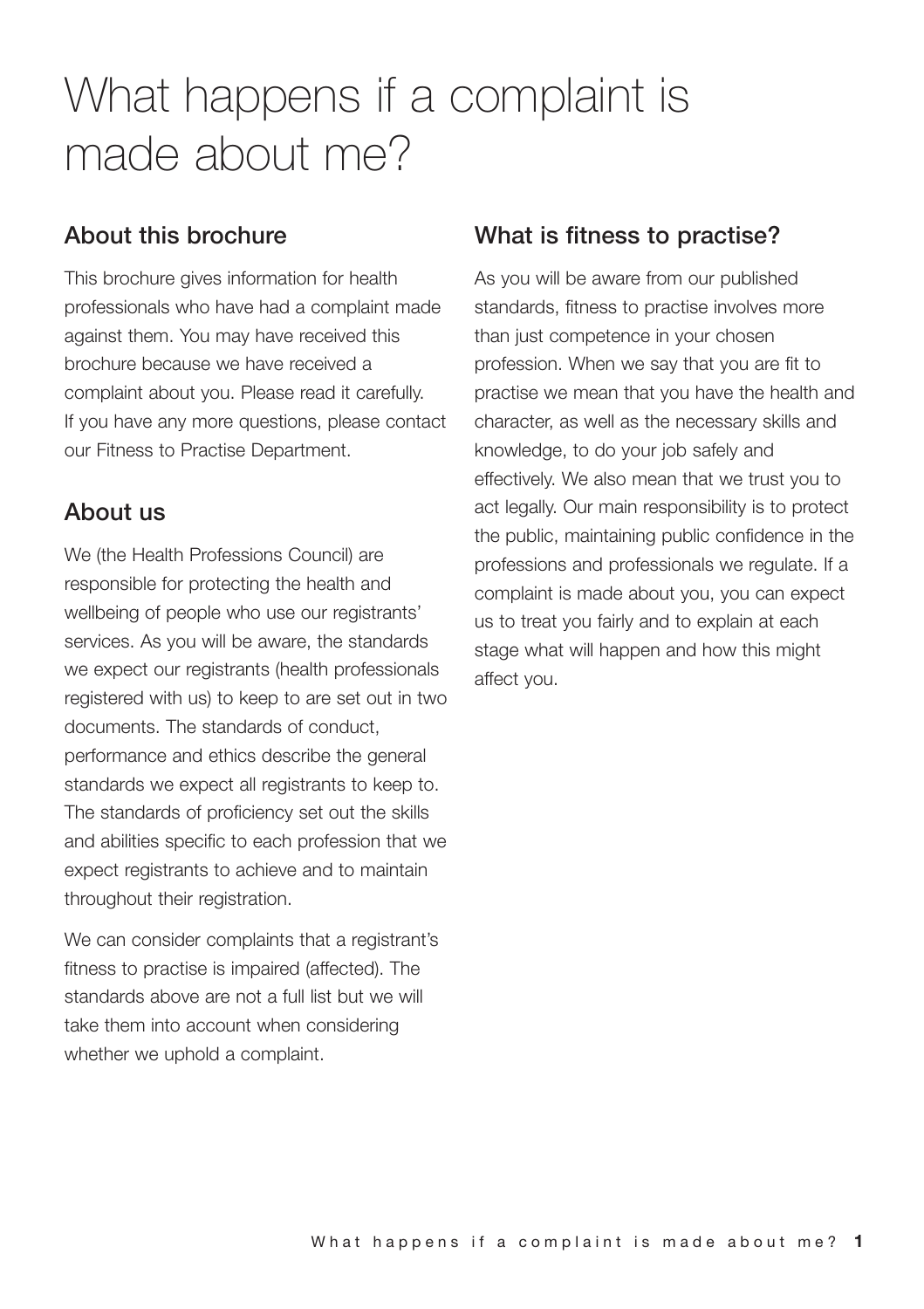# What happens if a complaint is made about me?

## About this brochure

This brochure gives information for health professionals who have had a complaint made against them. You may have received this brochure because we have received a complaint about you. Please read it carefully. If you have any more questions, please contact our Fitness to Practise Department.

## About us

We (the Health Professions Council) are responsible for protecting the health and wellbeing of people who use our registrants' services. As you will be aware, the standards we expect our registrants (health professionals registered with us) to keep to are set out in two documents. The standards of conduct, performance and ethics describe the general standards we expect all registrants to keep to. The standards of proficiency set out the skills and abilities specific to each profession that we expect registrants to achieve and to maintain throughout their registration.

We can consider complaints that a registrant's fitness to practise is impaired (affected). The standards above are not a full list but we will take them into account when considering whether we uphold a complaint.

## What is fitness to practise?

As you will be aware from our published standards, fitness to practise involves more than just competence in your chosen profession. When we say that you are fit to practise we mean that you have the health and character, as well as the necessary skills and knowledge, to do your job safely and effectively. We also mean that we trust you to act legally. Our main responsibility is to protect the public, maintaining public confidence in the professions and professionals we regulate. If a complaint is made about you, you can expect us to treat you fairly and to explain at each stage what will happen and how this might affect you.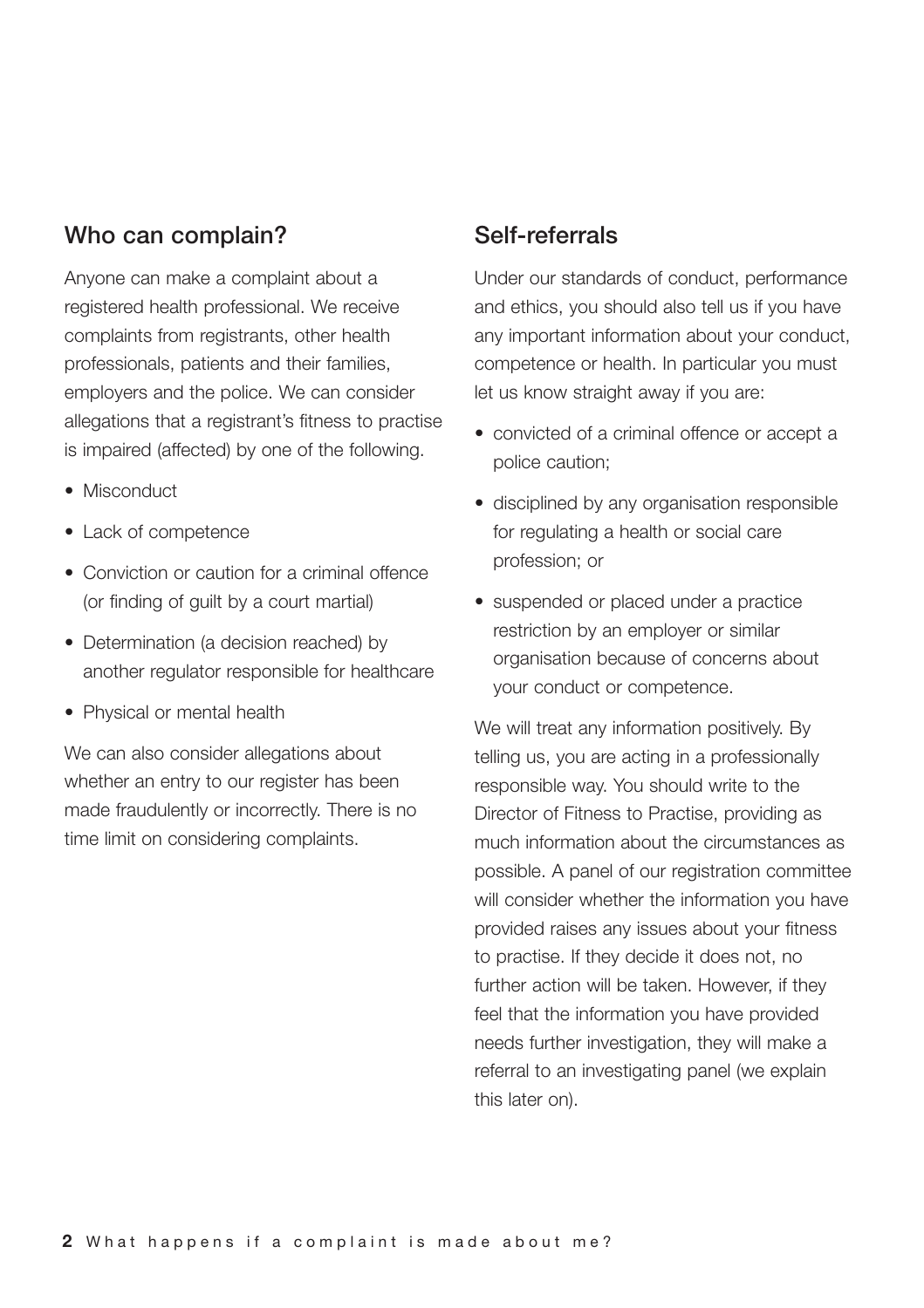## Who can complain?

Anyone can make a complaint about a registered health professional. We receive complaints from registrants, other health professionals, patients and their families, employers and the police. We can consider allegations that a registrant's fitness to practise is impaired (affected) by one of the following.

- Misconduct
- Lack of competence
- Conviction or caution for a criminal offence (or finding of guilt by a court martial)
- Determination (a decision reached) by another regulator responsible for healthcare
- Physical or mental health

We can also consider allegations about whether an entry to our register has been made fraudulently or incorrectly. There is no time limit on considering complaints.

## Self-referrals

Under our standards of conduct, performance and ethics, you should also tell us if you have any important information about your conduct, competence or health. In particular you must let us know straight away if you are:

- convicted of a criminal offence or accept a police caution;
- disciplined by any organisation responsible for regulating a health or social care profession; or
- suspended or placed under a practice restriction by an employer or similar organisation because of concerns about your conduct or competence.

We will treat any information positively. By telling us, you are acting in a professionally responsible way. You should write to the Director of Fitness to Practise, providing as much information about the circumstances as possible. A panel of our registration committee will consider whether the information you have provided raises any issues about your fitness to practise. If they decide it does not, no further action will be taken. However, if they feel that the information you have provided needs further investigation, they will make a referral to an investigating panel (we explain this later on).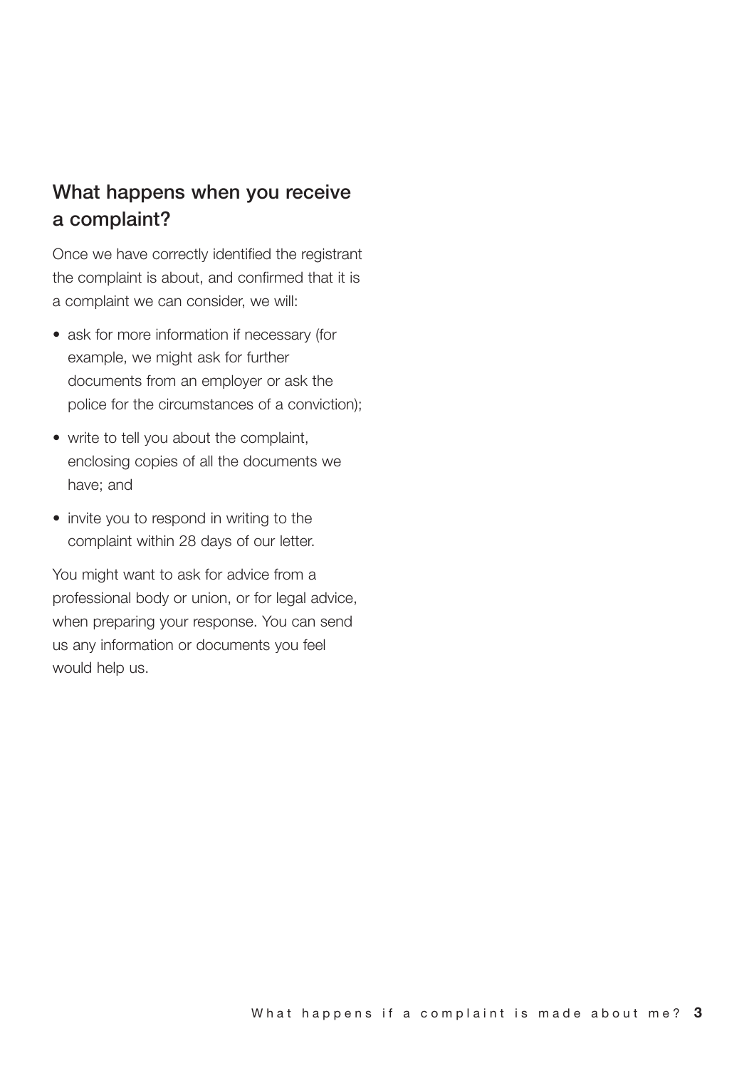## What happens when you receive a complaint?

Once we have correctly identified the registrant the complaint is about, and confirmed that it is a complaint we can consider, we will:

- ask for more information if necessary (for example, we might ask for further documents from an employer or ask the police for the circumstances of a conviction);
- write to tell you about the complaint, enclosing copies of all the documents we have; and
- invite you to respond in writing to the complaint within 28 days of our letter.

You might want to ask for advice from a professional body or union, or for legal advice, when preparing your response. You can send us any information or documents you feel would help us.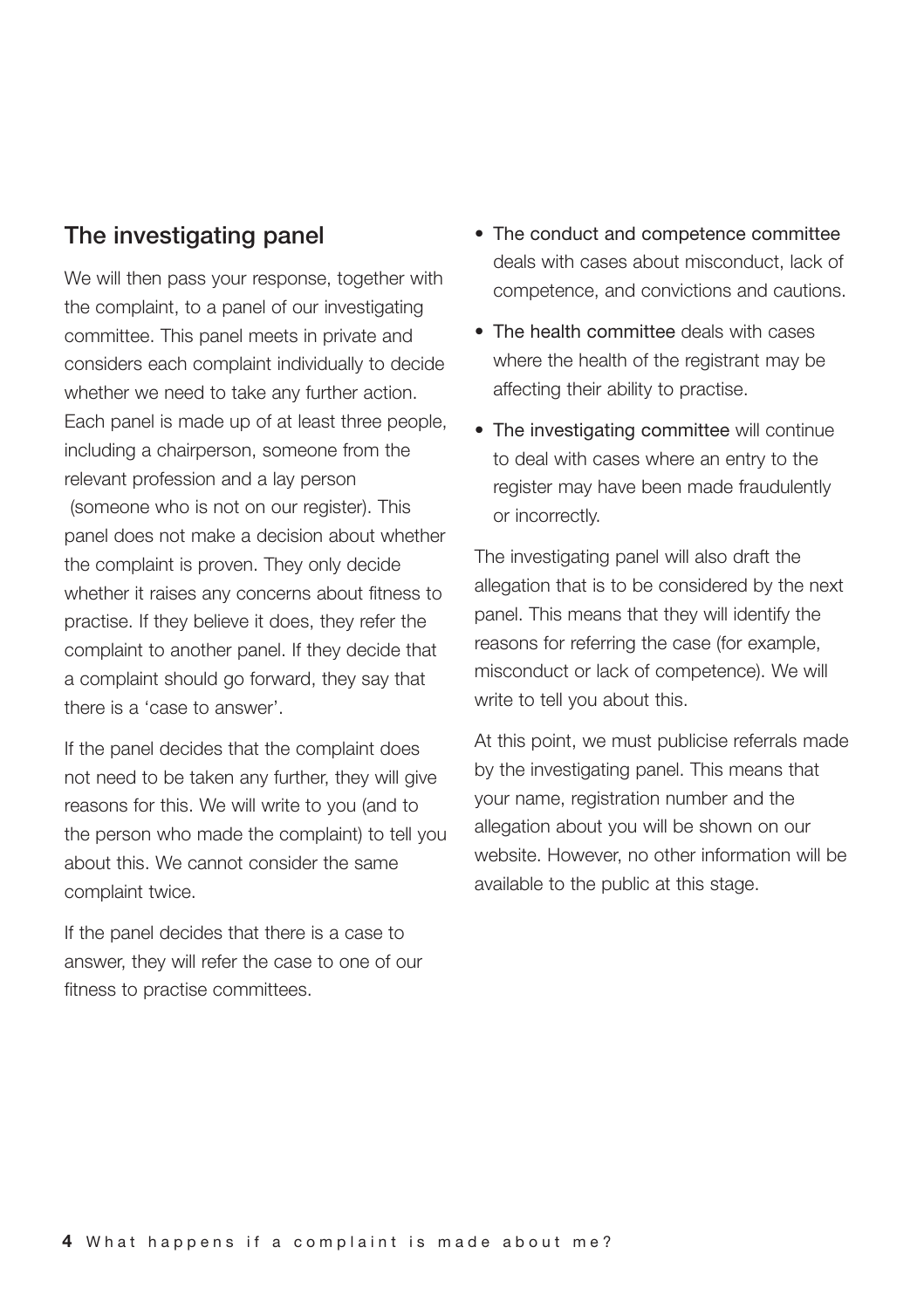## The investigating panel

We will then pass your response, together with the complaint, to a panel of our investigating committee. This panel meets in private and considers each complaint individually to decide whether we need to take any further action. Each panel is made up of at least three people, including a chairperson, someone from the relevant profession and a lay person (someone who is not on our register). This panel does not make a decision about whether the complaint is proven. They only decide whether it raises any concerns about fitness to practise. If they believe it does, they refer the complaint to another panel. If they decide that a complaint should go forward, they say that there is a 'case to answer'.

If the panel decides that the complaint does not need to be taken any further, they will give reasons for this. We will write to you (and to the person who made the complaint) to tell you about this. We cannot consider the same complaint twice.

If the panel decides that there is a case to answer, they will refer the case to one of our fitness to practise committees.

- The conduct and competence committee deals with cases about misconduct, lack of competence, and convictions and cautions.
- The health committee deals with cases where the health of the registrant may be affecting their ability to practise.
- The investigating committee will continue to deal with cases where an entry to the register may have been made fraudulently or incorrectly.

The investigating panel will also draft the allegation that is to be considered by the next panel. This means that they will identify the reasons for referring the case (for example, misconduct or lack of competence). We will write to tell you about this.

At this point, we must publicise referrals made by the investigating panel. This means that your name, registration number and the allegation about you will be shown on our website. However, no other information will be available to the public at this stage.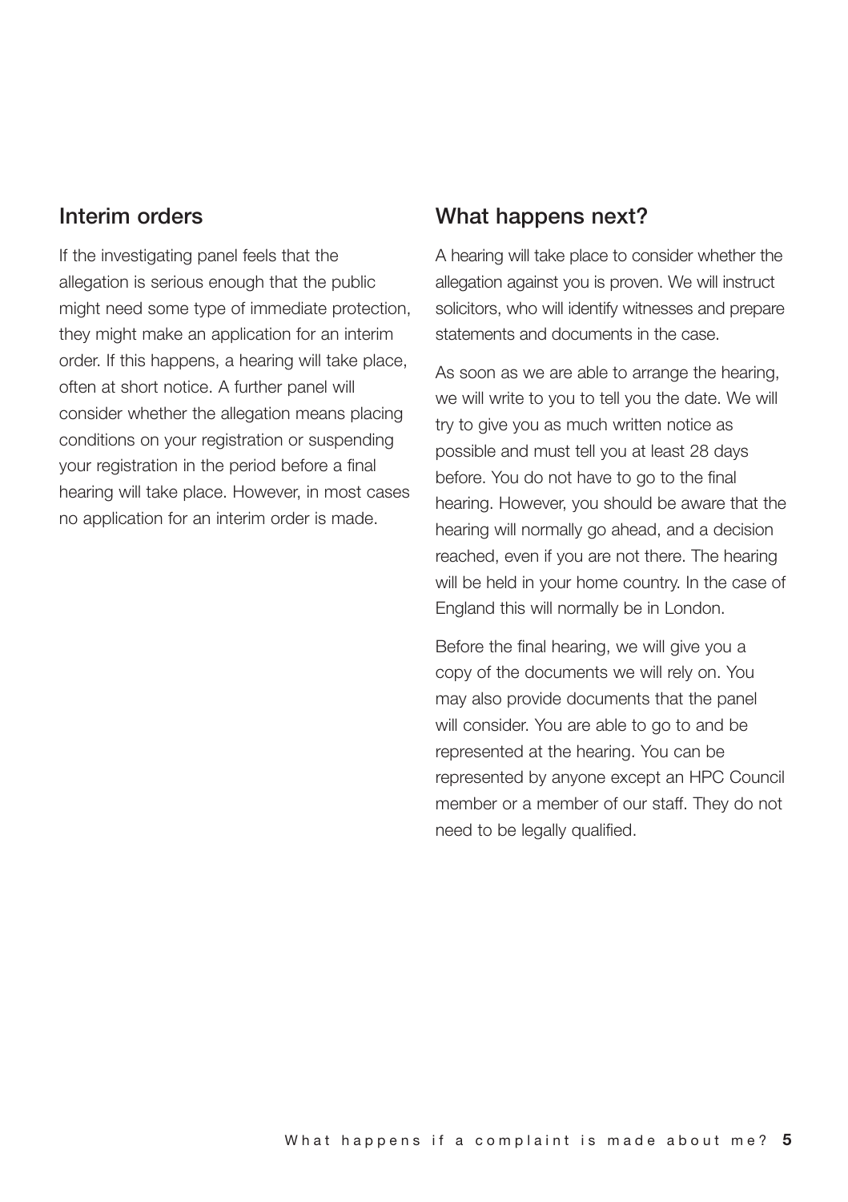## Interim orders

If the investigating panel feels that the allegation is serious enough that the public might need some type of immediate protection, they might make an application for an interim order. If this happens, a hearing will take place, often at short notice. A further panel will consider whether the allegation means placing conditions on your registration or suspending your registration in the period before a final hearing will take place. However, in most cases no application for an interim order is made.

## What happens next?

A hearing will take place to consider whether the allegation against you is proven. We will instruct solicitors, who will identify witnesses and prepare statements and documents in the case.

As soon as we are able to arrange the hearing, we will write to you to tell you the date. We will try to give you as much written notice as possible and must tell you at least 28 days before. You do not have to go to the final hearing. However, you should be aware that the hearing will normally go ahead, and a decision reached, even if you are not there. The hearing will be held in your home country. In the case of England this will normally be in London.

Before the final hearing, we will give you a copy of the documents we will rely on. You may also provide documents that the panel will consider. You are able to go to and be represented at the hearing. You can be represented by anyone except an HPC Council member or a member of our staff. They do not need to be legally qualified.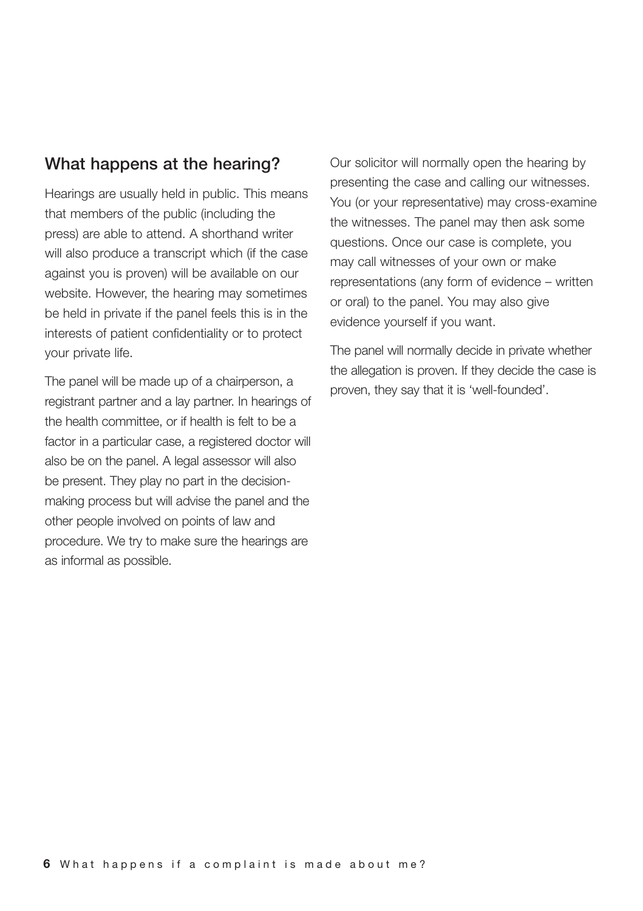## What happens at the hearing?

Hearings are usually held in public. This means that members of the public (including the press) are able to attend. A shorthand writer will also produce a transcript which (if the case against you is proven) will be available on our website. However, the hearing may sometimes be held in private if the panel feels this is in the interests of patient confidentiality or to protect your private life.

The panel will be made up of a chairperson, a registrant partner and a lay partner. In hearings of the health committee, or if health is felt to be a factor in a particular case, a registered doctor will also be on the panel. A legal assessor will also be present. They play no part in the decision-making process but will advise the panel and the other people involved on points of law and procedure. We try to make sure the hearings are as informal as possible.

Our solicitor will normally open the hearing by presenting the case and calling our witnesses. You (or your representative) may cross-examine the witnesses. The panel may then ask some questions. Once our case is complete, you may call witnesses of your own or make representations (any form of evidence – written or oral) to the panel. You may also give evidence yourself if you want.

The panel will normally decide in private whether the allegation is proven. If they decide the case is proven, they say that it is 'well-founded'.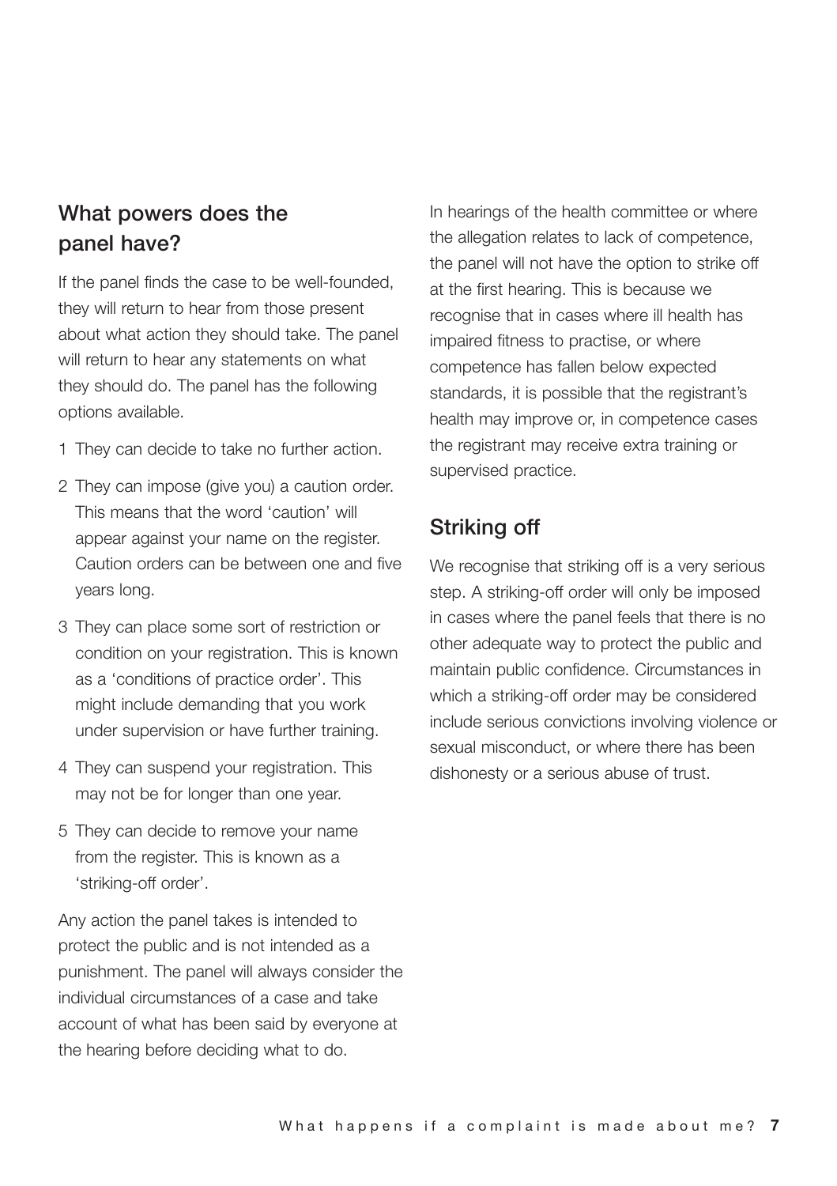## What powers does the panel have?

If the panel finds the case to be well-founded, they will return to hear from those present about what action they should take. The panel will return to hear any statements on what they should do. The panel has the following options available.

1. They can decide to take no further action.
2. They can impose (give you) a caution order. This means that the word 'caution' will appear against your name on the register. Caution orders can be between one and five years long.
3. They can place some sort of restriction or condition on your registration. This is known as a 'conditions of practice order'. This might include demanding that you work under supervision or have further training.
4. They can suspend your registration. This may not be for longer than one year.
5. They can decide to remove your name from the register. This is known as a 'striking-off order'.

Any action the panel takes is intended to protect the public and is not intended as a punishment. The panel will always consider the individual circumstances of a case and take account of what has been said by everyone at the hearing before deciding what to do.

In hearings of the health committee or where the allegation relates to lack of competence, the panel will not have the option to strike off at the first hearing. This is because we recognise that in cases where ill health has impaired fitness to practise, or where competence has fallen below expected standards, it is possible that the registrant's health may improve or, in competence cases the registrant may receive extra training or supervised practice.

## Striking off

We recognise that striking off is a very serious step. A striking-off order will only be imposed in cases where the panel feels that there is no other adequate way to protect the public and maintain public confidence. Circumstances in which a striking-off order may be considered include serious convictions involving violence or sexual misconduct, or where there has been dishonesty or a serious abuse of trust.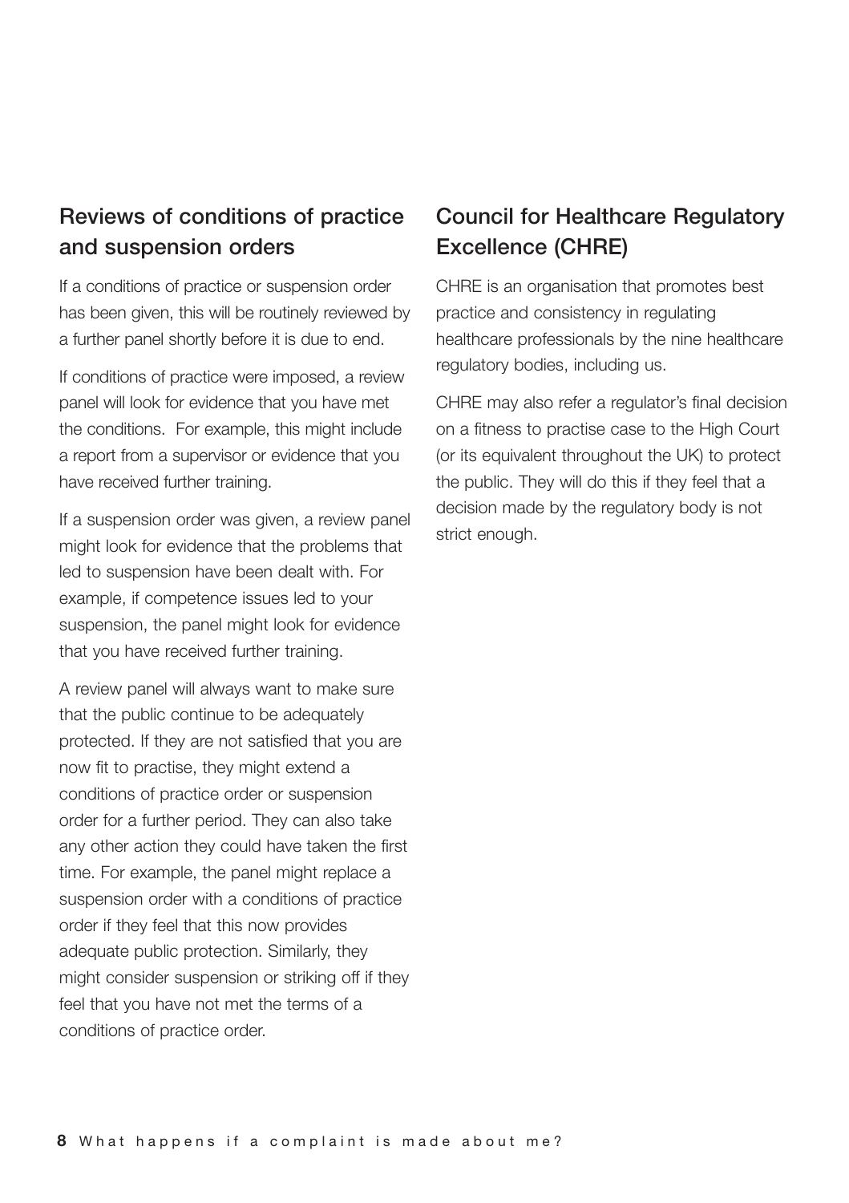## Reviews of conditions of practice and suspension orders

If a conditions of practice or suspension order has been given, this will be routinely reviewed by a further panel shortly before it is due to end.

If conditions of practice were imposed, a review panel will look for evidence that you have met the conditions. For example, this might include a report from a supervisor or evidence that you have received further training.

If a suspension order was given, a review panel might look for evidence that the problems that led to suspension have been dealt with. For example, if competence issues led to your suspension, the panel might look for evidence that you have received further training.

A review panel will always want to make sure that the public continue to be adequately protected. If they are not satisfied that you are now fit to practise, they might extend a conditions of practice order or suspension order for a further period. They can also take any other action they could have taken the first time. For example, the panel might replace a suspension order with a conditions of practice order if they feel that this now provides adequate public protection. Similarly, they might consider suspension or striking off if they feel that you have not met the terms of a conditions of practice order.

## Council for Healthcare Regulatory Excellence (CHRE)

CHRE is an organisation that promotes best practice and consistency in regulating healthcare professionals by the nine healthcare regulatory bodies, including us.

CHRE may also refer a regulator's final decision on a fitness to practise case to the High Court (or its equivalent throughout the UK) to protect the public. They will do this if they feel that a decision made by the regulatory body is not strict enough.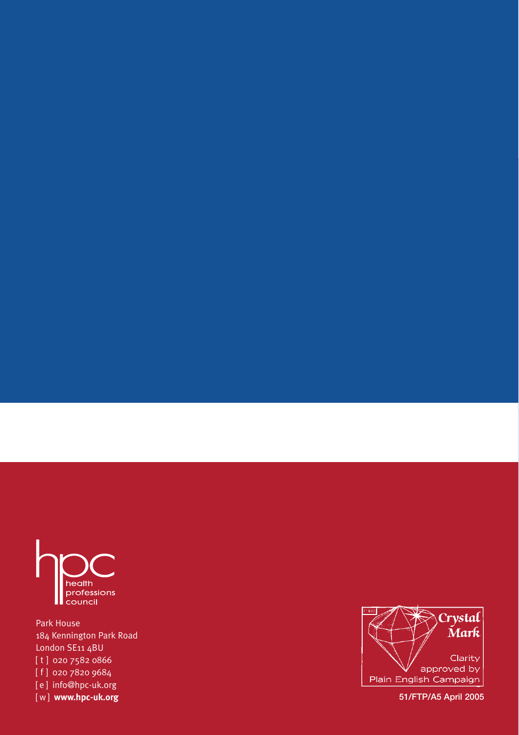hpc
health professions council

Park House
184 Kennington Park Road
London SE11 4BU
[ t ] 020 7582 0866
[ f ] 020 7820 9684
[ e ] info@hpc-uk.org
[ w ] **www.hpc-uk.org**

Crystal Mark
Clarity approved by Plain English Campaign

51/FTP/A5 April 2005